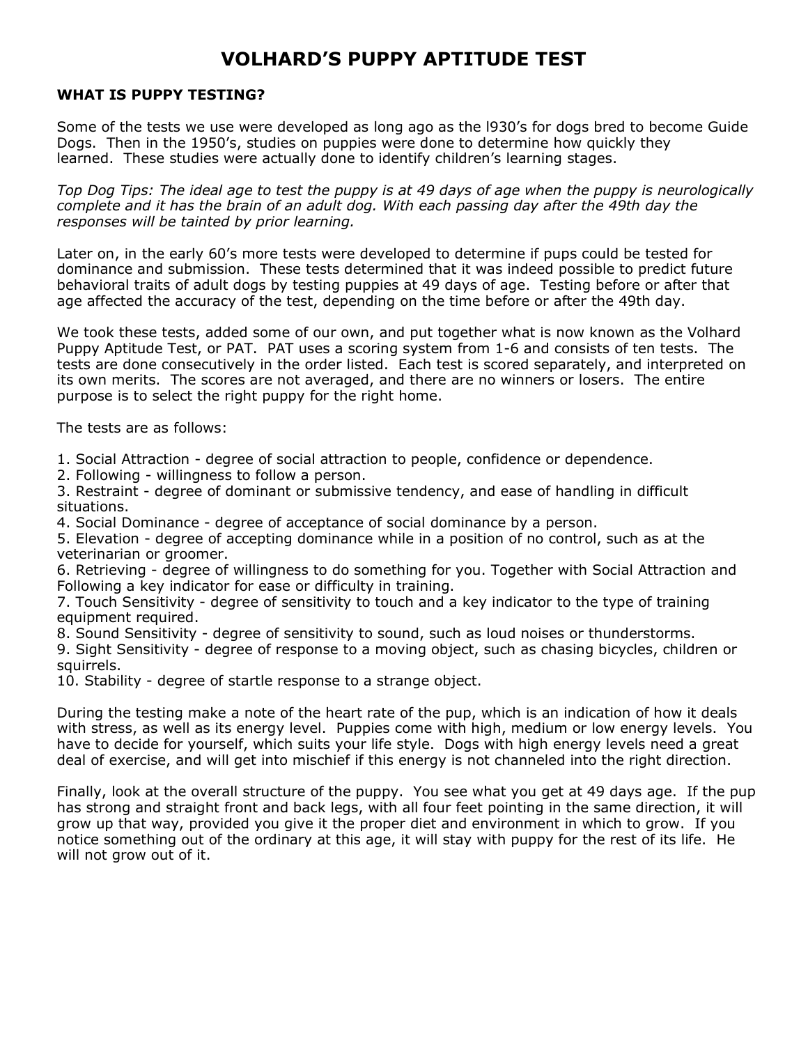# VOLHARD'S PUPPY APTITUDE TEST

### WHAT IS PUPPY TESTING?

Some of the tests we use were developed as long ago as the l930's for dogs bred to become Guide Dogs. Then in the 1950's, studies on puppies were done to determine how quickly they learned. These studies were actually done to identify children's learning stages.

*Top Dog Tips: The ideal age to test the puppy is at 49 days of age when the puppy is neurologically complete and it has the brain of an adult dog. With each passing day after the 49th day the responses will be tainted by prior learning.*

Later on, in the early 60's more tests were developed to determine if pups could be tested for dominance and submission. These tests determined that it was indeed possible to predict future behavioral traits of adult dogs by testing puppies at 49 days of age. Testing before or after that age affected the accuracy of the test, depending on the time before or after the 49th day.

We took these tests, added some of our own, and put together what is now known as the Volhard Puppy Aptitude Test, or PAT. PAT uses a scoring system from 1-6 and consists of ten tests. The tests are done consecutively in the order listed. Each test is scored separately, and interpreted on its own merits. The scores are not averaged, and there are no winners or losers. The entire purpose is to select the right puppy for the right home.

The tests are as follows:

1. Social Attraction - degree of social attraction to people, confidence or dependence.
2. Following - willingness to follow a person.
3. Restraint - degree of dominant or submissive tendency, and ease of handling in difficult situations.
4. Social Dominance - degree of acceptance of social dominance by a person.
5. Elevation - degree of accepting dominance while in a position of no control, such as at the veterinarian or groomer.
6. Retrieving - degree of willingness to do something for you. Together with Social Attraction and Following a key indicator for ease or difficulty in training.
7. Touch Sensitivity - degree of sensitivity to touch and a key indicator to the type of training equipment required.
8. Sound Sensitivity - degree of sensitivity to sound, such as loud noises or thunderstorms.
9. Sight Sensitivity - degree of response to a moving object, such as chasing bicycles, children or squirrels.
10. Stability - degree of startle response to a strange object.

During the testing make a note of the heart rate of the pup, which is an indication of how it deals with stress, as well as its energy level. Puppies come with high, medium or low energy levels. You have to decide for yourself, which suits your life style. Dogs with high energy levels need a great deal of exercise, and will get into mischief if this energy is not channeled into the right direction.

Finally, look at the overall structure of the puppy. You see what you get at 49 days age. If the pup has strong and straight front and back legs, with all four feet pointing in the same direction, it will grow up that way, provided you give it the proper diet and environment in which to grow. If you notice something out of the ordinary at this age, it will stay with puppy for the rest of its life. He will not grow out of it.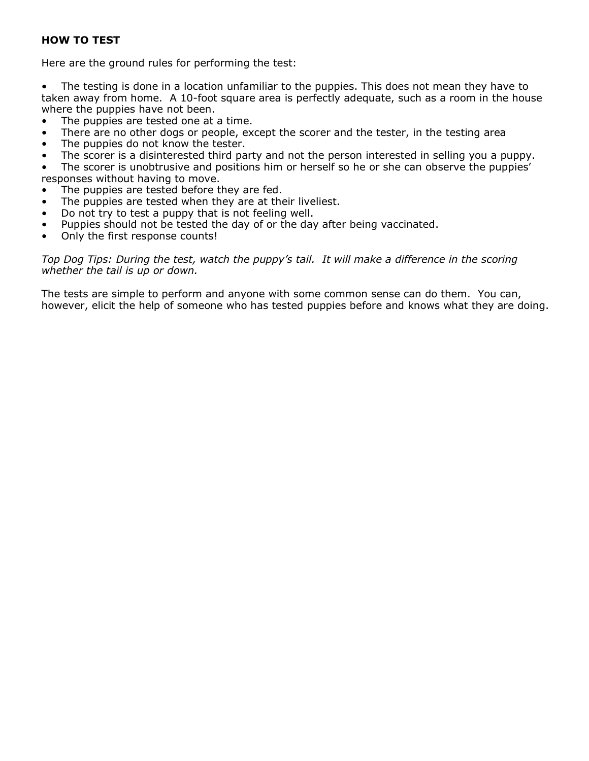**HOW TO TEST**

Here are the ground rules for performing the test:

- The testing is done in a location unfamiliar to the puppies. This does not mean they have to taken away from home. A 10-foot square area is perfectly adequate, such as a room in the house where the puppies have not been.
- The puppies are tested one at a time.
- There are no other dogs or people, except the scorer and the tester, in the testing area
- The puppies do not know the tester.
- The scorer is a disinterested third party and not the person interested in selling you a puppy.
- The scorer is unobtrusive and positions him or herself so he or she can observe the puppies' responses without having to move.
- The puppies are tested before they are fed.
- The puppies are tested when they are at their liveliest.
- Do not try to test a puppy that is not feeling well.
- Puppies should not be tested the day of or the day after being vaccinated.
- Only the first response counts!

*Top Dog Tips: During the test, watch the puppy's tail. It will make a difference in the scoring whether the tail is up or down.*

The tests are simple to perform and anyone with some common sense can do them. You can, however, elicit the help of someone who has tested puppies before and knows what they are doing.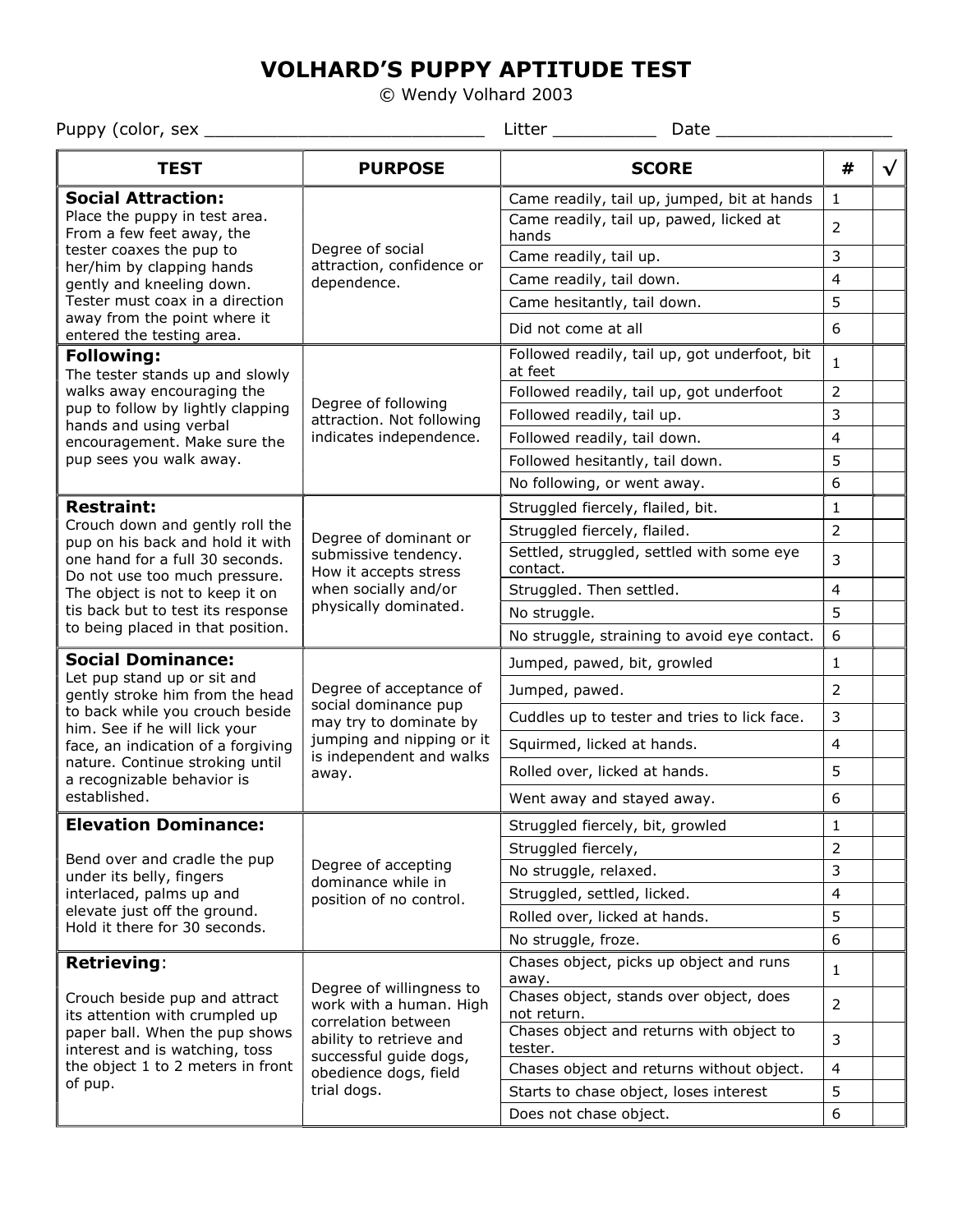# VOLHARD'S PUPPY APTITUDE TEST

© Wendy Volhard 2003

Puppy (color, sex ___________________________ Litter __________ Date _________________

| TEST | PURPOSE | SCORE | # | √ |
|---|---|---|---|---|
| **Social Attraction:** Place the puppy in test area. From a few feet away, the tester coaxes the pup to her/him by clapping hands gently and kneeling down. Tester must coax in a direction away from the point where it entered the testing area. | Degree of social attraction, confidence or dependence. | Came readily, tail up, jumped, bit at hands | 1 | |
| | | Came readily, tail up, pawed, licked at hands | 2 | |
| | | Came readily, tail up. | 3 | |
| | | Came readily, tail down. | 4 | |
| | | Came hesitantly, tail down. | 5 | |
| | | Did not come at all | 6 | |
| **Following:** The tester stands up and slowly walks away encouraging the pup to follow by lightly clapping hands and using verbal encouragement. Make sure the pup sees you walk away. | Degree of following attraction. Not following indicates independence. | Followed readily, tail up, got underfoot, bit at feet | 1 | |
| | | Followed readily, tail up, got underfoot | 2 | |
| | | Followed readily, tail up. | 3 | |
| | | Followed readily, tail down. | 4 | |
| | | Followed hesitantly, tail down. | 5 | |
| | | No following, or went away. | 6 | |
| **Restraint:** Crouch down and gently roll the pup on his back and hold it with one hand for a full 30 seconds. Do not use too much pressure. The object is not to keep it on tis back but to test its response to being placed in that position. | Degree of dominant or submissive tendency. How it accepts stress when socially and/or physically dominated. | Struggled fiercely, flailed, bit. | 1 | |
| | | Struggled fiercely, flailed. | 2 | |
| | | Settled, struggled, settled with some eye contact. | 3 | |
| | | Struggled. Then settled. | 4 | |
| | | No struggle. | 5 | |
| | | No struggle, straining to avoid eye contact. | 6 | |
| **Social Dominance:** Let pup stand up or sit and gently stroke him from the head to back while you crouch beside him. See if he will lick your face, an indication of a forgiving nature. Continue stroking until a recognizable behavior is established. | Degree of acceptance of social dominance pup may try to dominate by jumping and nipping or it is independent and walks away. | Jumped, pawed, bit, growled | 1 | |
| | | Jumped, pawed. | 2 | |
| | | Cuddles up to tester and tries to lick face. | 3 | |
| | | Squirmed, licked at hands. | 4 | |
| | | Rolled over, licked at hands. | 5 | |
| | | Went away and stayed away. | 6 | |
| **Elevation Dominance:** Bend over and cradle the pup under its belly, fingers interlaced, palms up and elevate just off the ground. Hold it there for 30 seconds. | Degree of accepting dominance while in position of no control. | Struggled fiercely, bit, growled | 1 | |
| | | Struggled fiercely, | 2 | |
| | | No struggle, relaxed. | 3 | |
| | | Struggled, settled, licked. | 4 | |
| | | Rolled over, licked at hands. | 5 | |
| | | No struggle, froze. | 6 | |
| **Retrieving:** Crouch beside pup and attract its attention with crumpled up paper ball. When the pup shows interest and is watching, toss the object 1 to 2 meters in front of pup. | Degree of willingness to work with a human. High correlation between ability to retrieve and successful guide dogs, obedience dogs, field trial dogs. | Chases object, picks up object and runs away. | 1 | |
| | | Chases object, stands over object, does not return. | 2 | |
| | | Chases object and returns with object to tester. | 3 | |
| | | Chases object and returns without object. | 4 | |
| | | Starts to chase object, loses interest | 5 | |
| | | Does not chase object. | 6 | |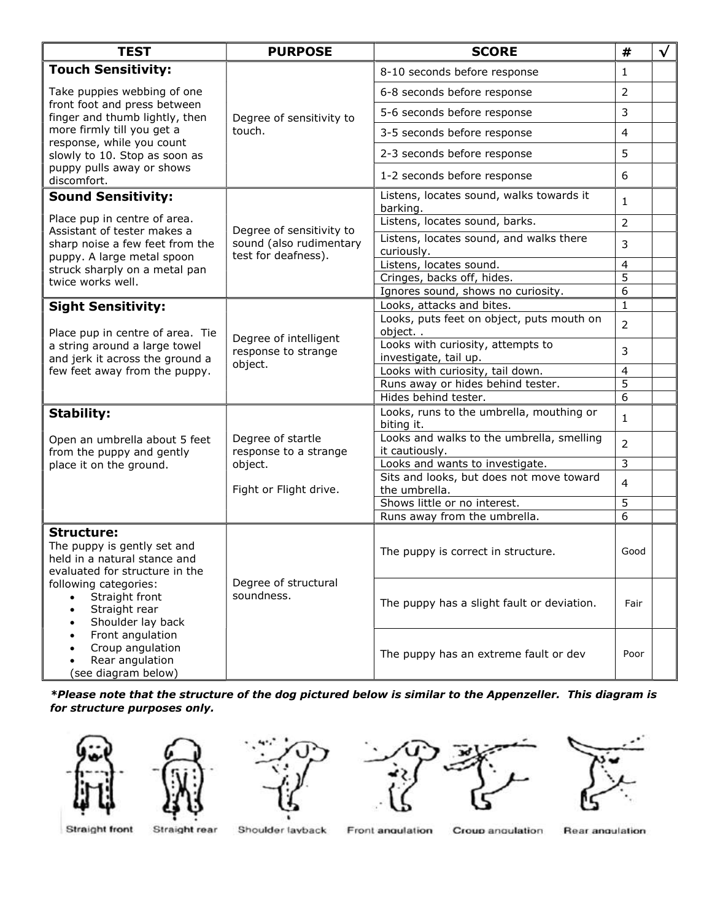| TEST | PURPOSE | SCORE | # | √ |
|---|---|---|---|---|
| **Touch Sensitivity:** Take puppies webbing of one front foot and press between finger and thumb lightly, then more firmly till you get a response, while you count slowly to 10. Stop as soon as puppy pulls away or shows discomfort. | Degree of sensitivity to touch. | 8-10 seconds before response | 1 | |
| | | 6-8 seconds before response | 2 | |
| | | 5-6 seconds before response | 3 | |
| | | 3-5 seconds before response | 4 | |
| | | 2-3 seconds before response | 5 | |
| | | 1-2 seconds before response | 6 | |
| **Sound Sensitivity:** Place pup in centre of area. Assistant of tester makes a sharp noise a few feet from the puppy. A large metal spoon struck sharply on a metal pan twice works well. | Degree of sensitivity to sound (also rudimentary test for deafness). | Listens, locates sound, walks towards it barking. | 1 | |
| | | Listens, locates sound, barks. | 2 | |
| | | Listens, locates sound, and walks there curiously. | 3 | |
| | | Listens, locates sound. | 4 | |
| | | Cringes, backs off, hides. | 5 | |
| | | Ignores sound, shows no curiosity. | 6 | |
| **Sight Sensitivity:** Place pup in centre of area. Tie a string around a large towel and jerk it across the ground a few feet away from the puppy. | Degree of intelligent response to strange object. | Looks, attacks and bites. | 1 | |
| | | Looks, puts feet on object, puts mouth on object. . | 2 | |
| | | Looks with curiosity, attempts to investigate, tail up. | 3 | |
| | | Looks with curiosity, tail down. | 4 | |
| | | Runs away or hides behind tester. | 5 | |
| | | Hides behind tester. | 6 | |
| **Stability:** Open an umbrella about 5 feet from the puppy and gently place it on the ground. | Degree of startle response to a strange object. Fight or Flight drive. | Looks, runs to the umbrella, mouthing or biting it. | 1 | |
| | | Looks and walks to the umbrella, smelling it cautiously. | 2 | |
| | | Looks and wants to investigate. | 3 | |
| | | Sits and looks, but does not move toward the umbrella. | 4 | |
| | | Shows little or no interest. | 5 | |
| | | Runs away from the umbrella. | 6 | |
| **Structure:** The puppy is gently set and held in a natural stance and evaluated for structure in the following categories: • Straight front • Straight rear • Shoulder lay back • Front angulation • Croup angulation • Rear angulation (see diagram below) | Degree of structural soundness. | The puppy is correct in structure. | Good | |
| | | The puppy has a slight fault or deviation. | Fair | |
| | | The puppy has an extreme fault or dev | Poor | |

***Please note that the structure of the dog pictured below is similar to the Appenzeller. This diagram is for structure purposes only.***

Straight front | Straight rear | Shoulder layback | Front angulation | Croup angulation | Rear angulation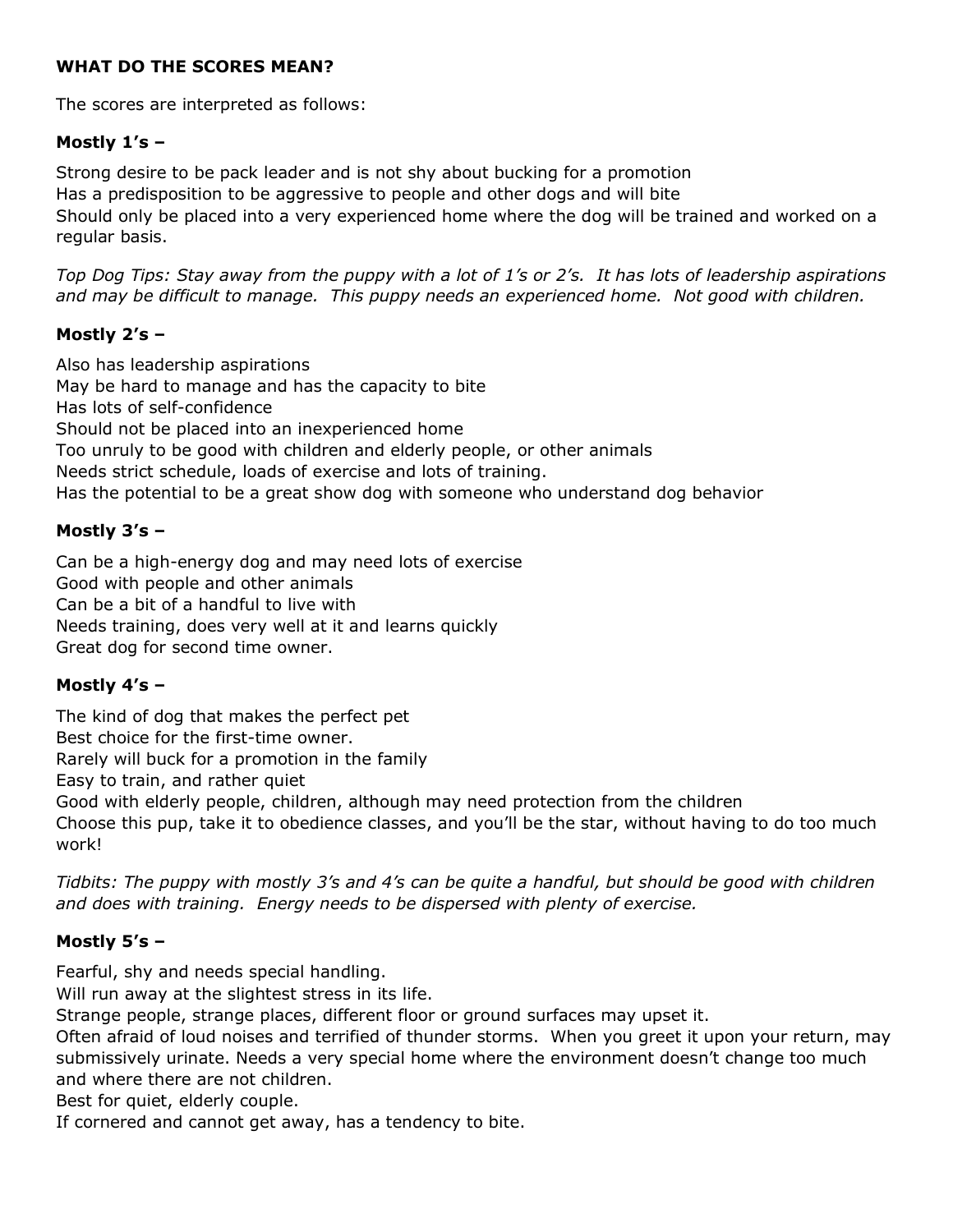**WHAT DO THE SCORES MEAN?**

The scores are interpreted as follows:

**Mostly 1's –**

Strong desire to be pack leader and is not shy about bucking for a promotion
Has a predisposition to be aggressive to people and other dogs and will bite
Should only be placed into a very experienced home where the dog will be trained and worked on a regular basis.

*Top Dog Tips: Stay away from the puppy with a lot of 1's or 2's. It has lots of leadership aspirations and may be difficult to manage. This puppy needs an experienced home. Not good with children.*

**Mostly 2's –**

Also has leadership aspirations
May be hard to manage and has the capacity to bite
Has lots of self-confidence
Should not be placed into an inexperienced home
Too unruly to be good with children and elderly people, or other animals
Needs strict schedule, loads of exercise and lots of training.
Has the potential to be a great show dog with someone who understand dog behavior

**Mostly 3's –**

Can be a high-energy dog and may need lots of exercise
Good with people and other animals
Can be a bit of a handful to live with
Needs training, does very well at it and learns quickly
Great dog for second time owner.

**Mostly 4's –**

The kind of dog that makes the perfect pet
Best choice for the first-time owner.
Rarely will buck for a promotion in the family
Easy to train, and rather quiet
Good with elderly people, children, although may need protection from the children
Choose this pup, take it to obedience classes, and you'll be the star, without having to do too much work!

*Tidbits: The puppy with mostly 3's and 4's can be quite a handful, but should be good with children and does with training. Energy needs to be dispersed with plenty of exercise.*

**Mostly 5's –**

Fearful, shy and needs special handling.
Will run away at the slightest stress in its life.
Strange people, strange places, different floor or ground surfaces may upset it.
Often afraid of loud noises and terrified of thunder storms. When you greet it upon your return, may submissively urinate. Needs a very special home where the environment doesn't change too much and where there are not children.
Best for quiet, elderly couple.
If cornered and cannot get away, has a tendency to bite.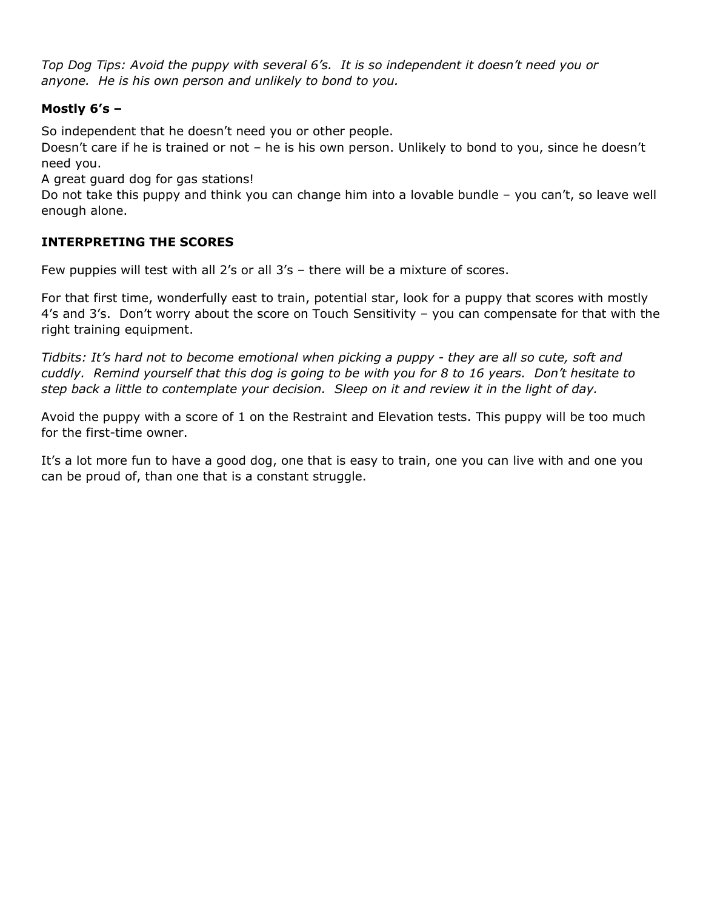*Top Dog Tips: Avoid the puppy with several 6's. It is so independent it doesn't need you or anyone. He is his own person and unlikely to bond to you.*

**Mostly 6's –**

So independent that he doesn't need you or other people.
Doesn't care if he is trained or not – he is his own person. Unlikely to bond to you, since he doesn't need you.
A great guard dog for gas stations!
Do not take this puppy and think you can change him into a lovable bundle – you can't, so leave well enough alone.

**INTERPRETING THE SCORES**

Few puppies will test with all 2's or all 3's – there will be a mixture of scores.

For that first time, wonderfully east to train, potential star, look for a puppy that scores with mostly 4's and 3's. Don't worry about the score on Touch Sensitivity – you can compensate for that with the right training equipment.

*Tidbits: It's hard not to become emotional when picking a puppy - they are all so cute, soft and cuddly. Remind yourself that this dog is going to be with you for 8 to 16 years. Don't hesitate to step back a little to contemplate your decision. Sleep on it and review it in the light of day.*

Avoid the puppy with a score of 1 on the Restraint and Elevation tests. This puppy will be too much for the first-time owner.

It's a lot more fun to have a good dog, one that is easy to train, one you can live with and one you can be proud of, than one that is a constant struggle.